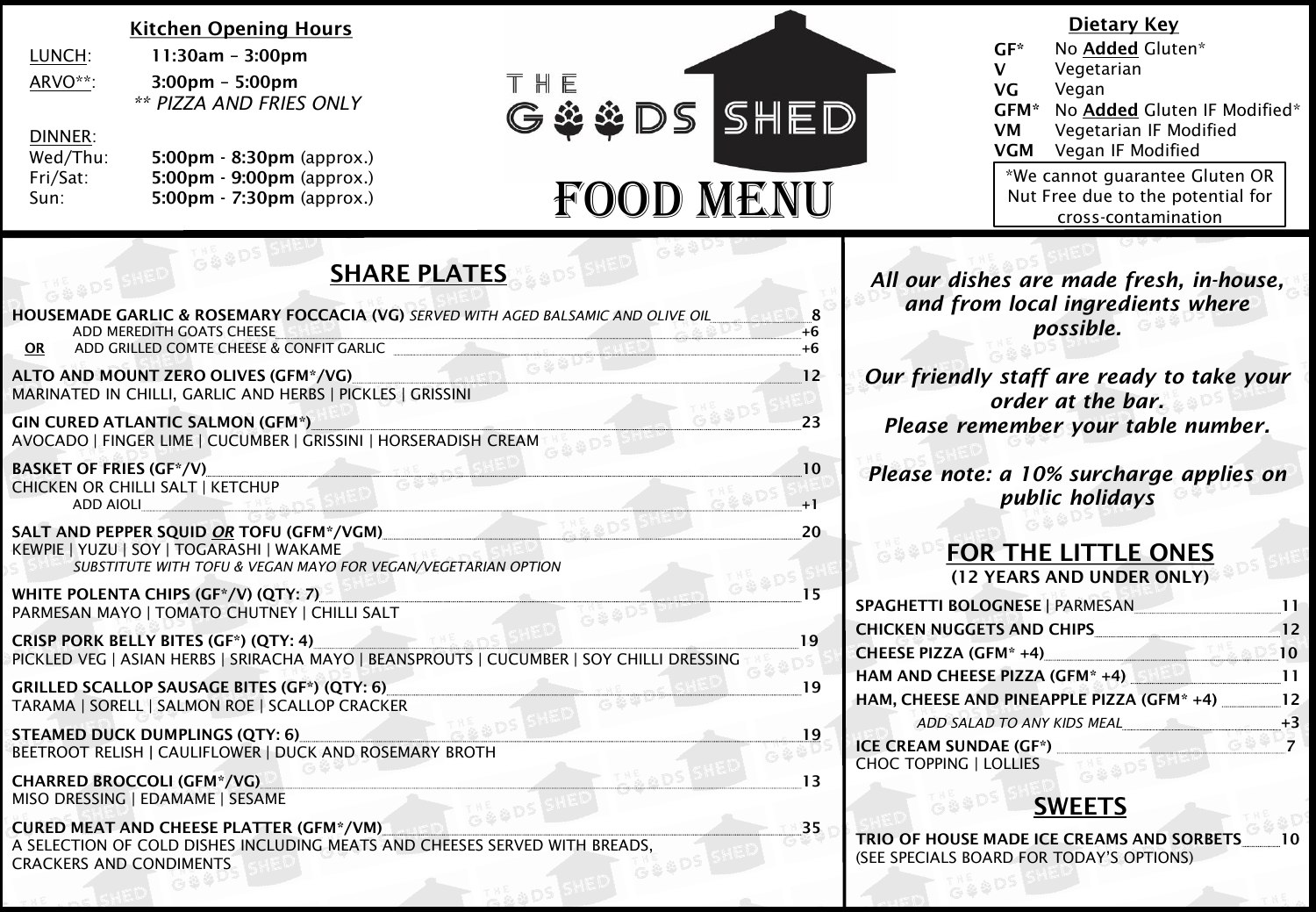# THE GOODS SHED

# FOOD MENU

## Kitchen Opening Hours

LUNCH: **11:30am – 3:00pm**

ARVO**: **3:00pm – 5:00pm**
*** PIZZA AND FRIES ONLY*

DINNER:
Wed/Thu: **5:00pm - 8:30pm** (approx.)
Fri/Sat: **5:00pm - 9:00pm** (approx.)
Sun: **5:00pm - 7:30pm** (approx.)

## Dietary Key

**GF*** No **Added** Gluten*
**V** Vegetarian
**VG** Vegan
**GFM*** No **Added** Gluten IF Modified*
**VM** Vegetarian IF Modified
**VGM** Vegan IF Modified

*We cannot guarantee Gluten OR Nut Free due to the potential for cross-contamination

## SHARE PLATES

**HOUSEMADE GARLIC & ROSEMARY FOCCACIA (VG)** *SERVED WITH AGED BALSAMIC AND OLIVE OIL* — 8
ADD MEREDITH GOATS CHEESE — +6
**OR** ADD GRILLED COMTE CHEESE & CONFIT GARLIC — +6

**ALTO AND MOUNT ZERO OLIVES (GFM*/VG)** — 12
MARINATED IN CHILLI, GARLIC AND HERBS | PICKLES | GRISSINI

**GIN CURED ATLANTIC SALMON (GFM*)** — 23
AVOCADO | FINGER LIME | CUCUMBER | GRISSINI | HORSERADISH CREAM

**BASKET OF FRIES (GF*/V)** — 10
CHICKEN OR CHILLI SALT | KETCHUP
ADD AIOLI — +1

**SALT AND PEPPER SQUID *OR* TOFU (GFM*/VGM)** — 20
KEWPIE | YUZU | SOY | TOGARASHI | WAKAME
*SUBSTITUTE WITH TOFU & VEGAN MAYO FOR VEGAN/VEGETARIAN OPTION*

**WHITE POLENTA CHIPS (GF*/V) (QTY: 7)** — 15
PARMESAN MAYO | TOMATO CHUTNEY | CHILLI SALT

**CRISP PORK BELLY BITES (GF*) (QTY: 4)** — 19
PICKLED VEG | ASIAN HERBS | SRIRACHA MAYO | BEANSPROUTS | CUCUMBER | SOY CHILLI DRESSING

**GRILLED SCALLOP SAUSAGE BITES (GF*) (QTY: 6)** — 19
TARAMA | SORELL | SALMON ROE | SCALLOP CRACKER

**STEAMED DUCK DUMPLINGS (QTY: 6)** — 19
BEETROOT RELISH | CAULIFLOWER | DUCK AND ROSEMARY BROTH

**CHARRED BROCCOLI (GFM*/VG)** — 13
MISO DRESSING | EDAMAME | SESAME

**CURED MEAT AND CHEESE PLATTER (GFM*/VM)** — 35
A SELECTION OF COLD DISHES INCLUDING MEATS AND CHEESES SERVED WITH BREADS, CRACKERS AND CONDIMENTS

***All our dishes are made fresh, in-house, and from local ingredients where possible.***

***Our friendly staff are ready to take your order at the bar. Please remember your table number.***

***Please note: a 10% surcharge applies on public holidays***

## FOR THE LITTLE ONES

**(12 YEARS AND UNDER ONLY)**

**SPAGHETTI BOLOGNESE** | PARMESAN — 11
**CHICKEN NUGGETS AND CHIPS** — 12
**CHEESE PIZZA (GFM* +4)** — 10
**HAM AND CHEESE PIZZA (GFM* +4)** — 11
**HAM, CHEESE AND PINEAPPLE PIZZA (GFM* +4)** — 12
*ADD SALAD TO ANY KIDS MEAL* — +3
**ICE CREAM SUNDAE (GF*)** — 7
CHOC TOPPING | LOLLIES

## SWEETS

**TRIO OF HOUSE MADE ICE CREAMS AND SORBETS** — 10
(SEE SPECIALS BOARD FOR TODAY'S OPTIONS)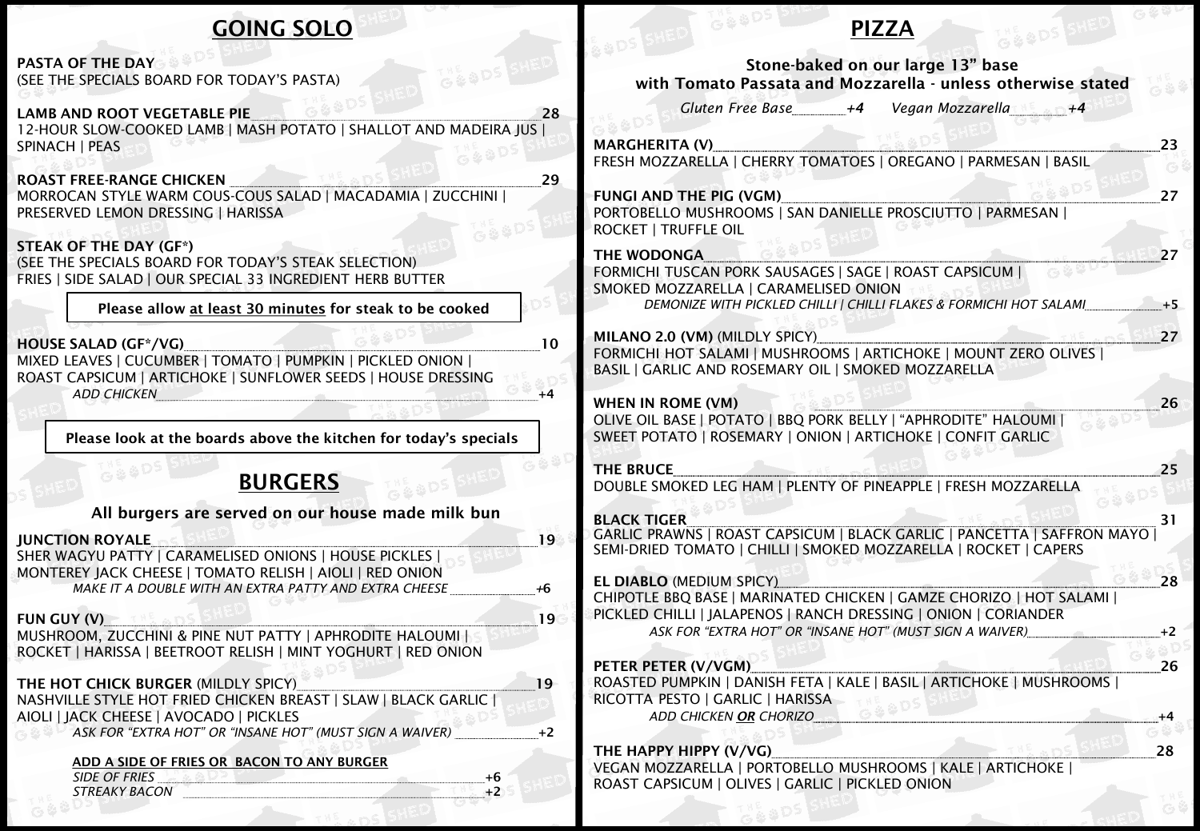## GOING SOLO

**PASTA OF THE DAY**
(SEE THE SPECIALS BOARD FOR TODAY'S PASTA)

**LAMB AND ROOT VEGETABLE PIE** 28
12-HOUR SLOW-COOKED LAMB | MASH POTATO | SHALLOT AND MADEIRA JUS | SPINACH | PEAS

**ROAST FREE-RANGE CHICKEN** 29
MORROCAN STYLE WARM COUS-COUS SALAD | MACADAMIA | ZUCCHINI | PRESERVED LEMON DRESSING | HARISSA

**STEAK OF THE DAY (GF*)**
(SEE THE SPECIALS BOARD FOR TODAY'S STEAK SELECTION)
FRIES | SIDE SALAD | OUR SPECIAL 33 INGREDIENT HERB BUTTER

**Please allow at least 30 minutes for steak to be cooked**

**HOUSE SALAD (GF*/VG)** 10
MIXED LEAVES | CUCUMBER | TOMATO | PUMPKIN | PICKLED ONION | ROAST CAPSICUM | ARTICHOKE | SUNFLOWER SEEDS | HOUSE DRESSING
*ADD CHICKEN* +4

**Please look at the boards above the kitchen for today's specials**

## BURGERS

**All burgers are served on our house made milk bun**

**JUNCTION ROYALE** 19
SHER WAGYU PATTY | CARAMELISED ONIONS | HOUSE PICKLES | MONTEREY JACK CHEESE | TOMATO RELISH | AIOLI | RED ONION
*MAKE IT A DOUBLE WITH AN EXTRA PATTY AND EXTRA CHEESE* +6

**FUN GUY (V)** 19
MUSHROOM, ZUCCHINI & PINE NUT PATTY | APHRODITE HALOUMI | ROCKET | HARISSA | BEETROOT RELISH | MINT YOGHURT | RED ONION

**THE HOT CHICK BURGER** (MILDLY SPICY) 19
NASHVILLE STYLE HOT FRIED CHICKEN BREAST | SLAW | BLACK GARLIC | AIOLI | JACK CHEESE | AVOCADO | PICKLES
*ASK FOR "EXTRA HOT" OR "INSANE HOT" (MUST SIGN A WAIVER)* +2

**ADD A SIDE OF FRIES OR BACON TO ANY BURGER**
*SIDE OF FRIES* +6
*STREAKY BACON* +2

## PIZZA

**Stone-baked on our large 13" base with Tomato Passata and Mozzarella - unless otherwise stated**

*Gluten Free Base* +4 *Vegan Mozzarella* +4

**MARGHERITA (V)** 23
FRESH MOZZARELLA | CHERRY TOMATOES | OREGANO | PARMESAN | BASIL

**FUNGI AND THE PIG (VGM)** 27
PORTOBELLO MUSHROOMS | SAN DANIELLE PROSCIUTTO | PARMESAN | ROCKET | TRUFFLE OIL

**THE WODONGA** 27
FORMICHI TUSCAN PORK SAUSAGES | SAGE | ROAST CAPSICUM | SMOKED MOZZARELLA | CARAMELISED ONION
*DEMONIZE WITH PICKLED CHILLI | CHILLI FLAKES & FORMICHI HOT SALAMI* +5

**MILANO 2.0 (VM)** (MILDLY SPICY) 27
FORMICHI HOT SALAMI | MUSHROOMS | ARTICHOKE | MOUNT ZERO OLIVES | BASIL | GARLIC AND ROSEMARY OIL | SMOKED MOZZARELLA

**WHEN IN ROME (VM)** 26
OLIVE OIL BASE | POTATO | BBQ PORK BELLY | "APHRODITE" HALOUMI | SWEET POTATO | ROSEMARY | ONION | ARTICHOKE | CONFIT GARLIC

**THE BRUCE** 25
DOUBLE SMOKED LEG HAM | PLENTY OF PINEAPPLE | FRESH MOZZARELLA

**BLACK TIGER** 31
GARLIC PRAWNS | ROAST CAPSICUM | BLACK GARLIC | PANCETTA | SAFFRON MAYO | SEMI-DRIED TOMATO | CHILLI | SMOKED MOZZARELLA | ROCKET | CAPERS

**EL DIABLO** (MEDIUM SPICY) 28
CHIPOTLE BBQ BASE | MARINATED CHICKEN | GAMZE CHORIZO | HOT SALAMI | PICKLED CHILLI | JALAPENOS | RANCH DRESSING | ONION | CORIANDER
*ASK FOR "EXTRA HOT" OR "INSANE HOT" (MUST SIGN A WAIVER)* +2

**PETER PETER (V/VGM)** 26
ROASTED PUMPKIN | DANISH FETA | KALE | BASIL | ARTICHOKE | MUSHROOMS | RICOTTA PESTO | GARLIC | HARISSA
*ADD CHICKEN **OR** CHORIZO* +4

**THE HAPPY HIPPY (V/VG)** 28
VEGAN MOZZARELLA | PORTOBELLO MUSHROOMS | KALE | ARTICHOKE | ROAST CAPSICUM | OLIVES | GARLIC | PICKLED ONION